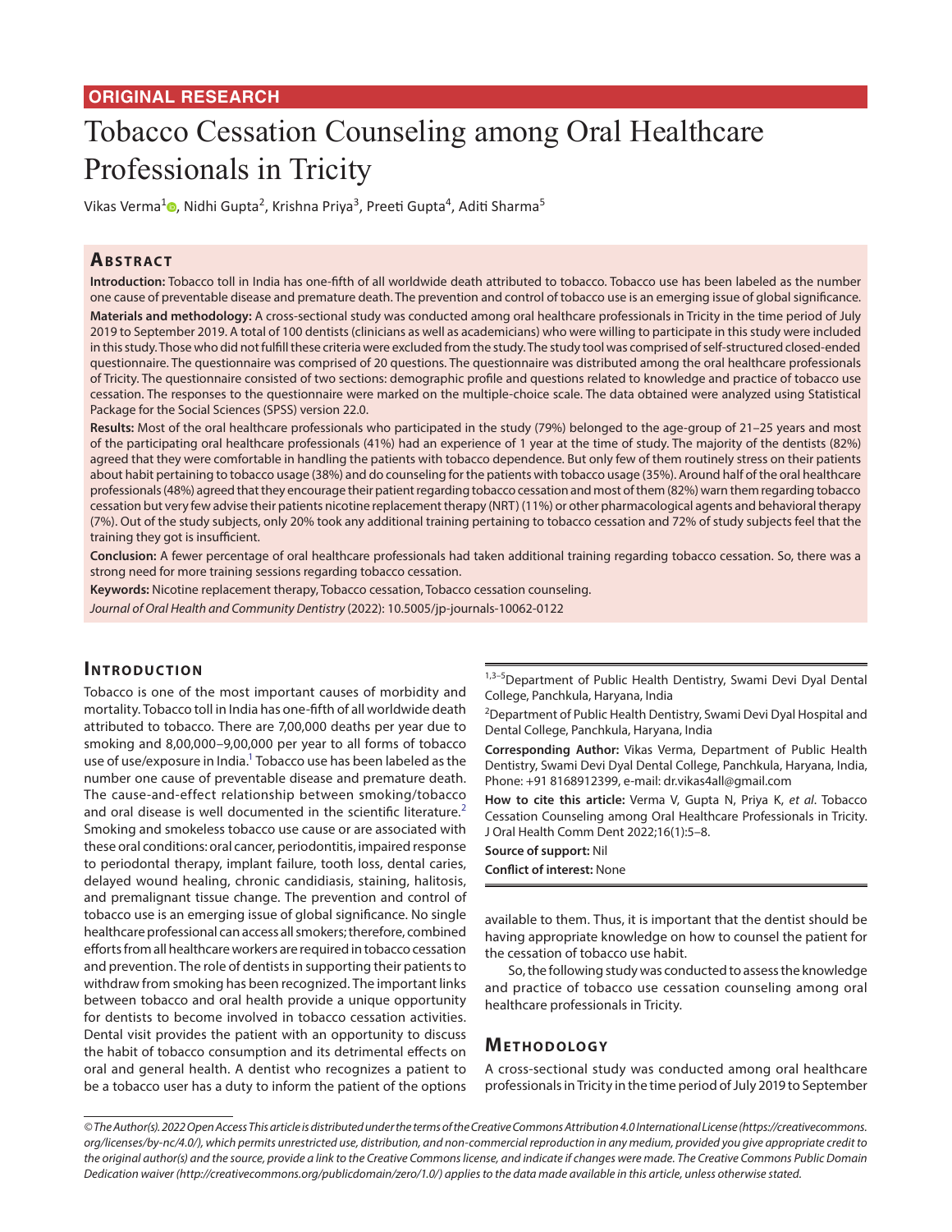ORIGINAL RESEARCH

# Tobacco Cessation Counseling among Oral Healthcare Professionals in Tricity

Vikas Verma[1], Nidhi Gupta[2], Krishna Priya[3], Preeti Gupta[4], Aditi Sharma[5]

## Abstract

**Introduction:** Tobacco toll in India has one-fifth of all worldwide death attributed to tobacco. Tobacco use has been labeled as the number one cause of preventable disease and premature death. The prevention and control of tobacco use is an emerging issue of global significance.

**Materials and methodology:** A cross-sectional study was conducted among oral healthcare professionals in Tricity in the time period of July 2019 to September 2019. A total of 100 dentists (clinicians as well as academicians) who were willing to participate in this study were included in this study. Those who did not fulfill these criteria were excluded from the study. The study tool was comprised of self-structured closed-ended questionnaire. The questionnaire was comprised of 20 questions. The questionnaire was distributed among the oral healthcare professionals of Tricity. The questionnaire consisted of two sections: demographic profile and questions related to knowledge and practice of tobacco use cessation. The responses to the questionnaire were marked on the multiple-choice scale. The data obtained were analyzed using Statistical Package for the Social Sciences (SPSS) version 22.0.

**Results:** Most of the oral healthcare professionals who participated in the study (79%) belonged to the age-group of 21–25 years and most of the participating oral healthcare professionals (41%) had an experience of 1 year at the time of study. The majority of the dentists (82%) agreed that they were comfortable in handling the patients with tobacco dependence. But only few of them routinely stress on their patients about habit pertaining to tobacco usage (38%) and do counseling for the patients with tobacco usage (35%). Around half of the oral healthcare professionals (48%) agreed that they encourage their patient regarding tobacco cessation and most of them (82%) warn them regarding tobacco cessation but very few advise their patients nicotine replacement therapy (NRT) (11%) or other pharmacological agents and behavioral therapy (7%). Out of the study subjects, only 20% took any additional training pertaining to tobacco cessation and 72% of study subjects feel that the training they got is insufficient.

**Conclusion:** A fewer percentage of oral healthcare professionals had taken additional training regarding tobacco cessation. So, there was a strong need for more training sessions regarding tobacco cessation.

**Keywords:** Nicotine replacement therapy, Tobacco cessation, Tobacco cessation counseling.

*Journal of Oral Health and Community Dentistry* (2022): 10.5005/jp-journals-10062-0122

## Introduction

Tobacco is one of the most important causes of morbidity and mortality. Tobacco toll in India has one-fifth of all worldwide death attributed to tobacco. There are 7,00,000 deaths per year due to smoking and 8,00,000–9,00,000 per year to all forms of tobacco use of use/exposure in India.[1] Tobacco use has been labeled as the number one cause of preventable disease and premature death. The cause-and-effect relationship between smoking/tobacco and oral disease is well documented in the scientific literature.[2] Smoking and smokeless tobacco use cause or are associated with these oral conditions: oral cancer, periodontitis, impaired response to periodontal therapy, implant failure, tooth loss, dental caries, delayed wound healing, chronic candidiasis, staining, halitosis, and premalignant tissue change. The prevention and control of tobacco use is an emerging issue of global significance. No single healthcare professional can access all smokers; therefore, combined efforts from all healthcare workers are required in tobacco cessation and prevention. The role of dentists in supporting their patients to withdraw from smoking has been recognized. The important links between tobacco and oral health provide a unique opportunity for dentists to become involved in tobacco cessation activities. Dental visit provides the patient with an opportunity to discuss the habit of tobacco consumption and its detrimental effects on oral and general health. A dentist who recognizes a patient to be a tobacco user has a duty to inform the patient of the options available to them. Thus, it is important that the dentist should be having appropriate knowledge on how to counsel the patient for the cessation of tobacco use habit.

So, the following study was conducted to assess the knowledge and practice of tobacco use cessation counseling among oral healthcare professionals in Tricity.

[1,3–5]Department of Public Health Dentistry, Swami Devi Dyal Dental College, Panchkula, Haryana, India

[2]Department of Public Health Dentistry, Swami Devi Dyal Hospital and Dental College, Panchkula, Haryana, India

**Corresponding Author:** Vikas Verma, Department of Public Health Dentistry, Swami Devi Dyal Dental College, Panchkula, Haryana, India, Phone: +91 8168912399, e-mail: dr.vikas4all@gmail.com

**How to cite this article:** Verma V, Gupta N, Priya K, *et al*. Tobacco Cessation Counseling among Oral Healthcare Professionals in Tricity. J Oral Health Comm Dent 2022;16(1):5–8.

**Source of support:** Nil

**Conflict of interest:** None

## Methodology

A cross-sectional study was conducted among oral healthcare professionals in Tricity in the time period of July 2019 to September

*© The Author(s). 2022 Open Access This article is distributed under the terms of the Creative Commons Attribution 4.0 International License (https://creativecommons.org/licenses/by-nc/4.0/), which permits unrestricted use, distribution, and non-commercial reproduction in any medium, provided you give appropriate credit to the original author(s) and the source, provide a link to the Creative Commons license, and indicate if changes were made. The Creative Commons Public Domain Dedication waiver (http://creativecommons.org/publicdomain/zero/1.0/) applies to the data made available in this article, unless otherwise stated.*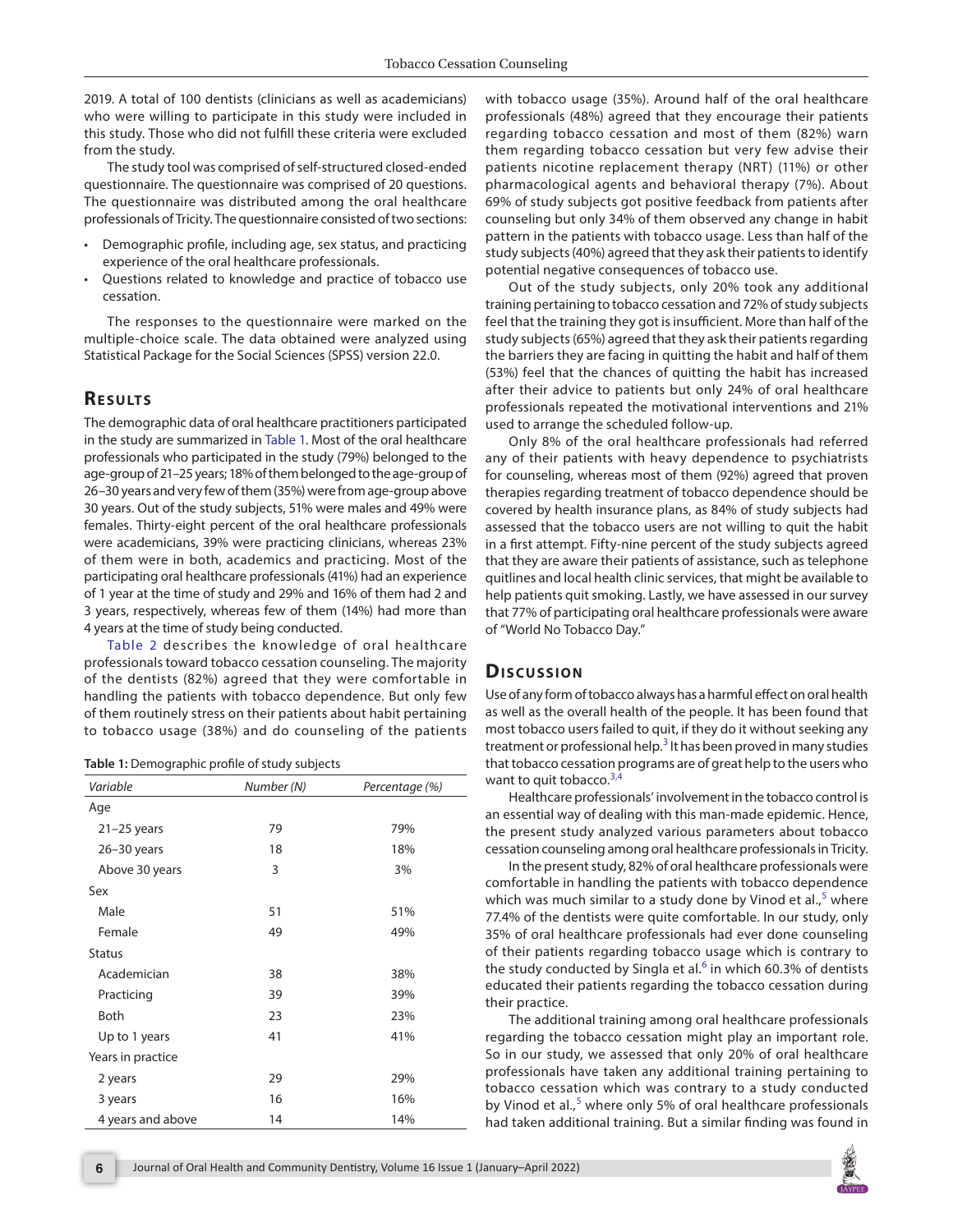2019. A total of 100 dentists (clinicians as well as academicians) who were willing to participate in this study were included in this study. Those who did not fulfill these criteria were excluded from the study.

The study tool was comprised of self-structured closed-ended questionnaire. The questionnaire was comprised of 20 questions. The questionnaire was distributed among the oral healthcare professionals of Tricity. The questionnaire consisted of two sections:

- Demographic profile, including age, sex status, and practicing experience of the oral healthcare professionals.
- Questions related to knowledge and practice of tobacco use cessation.

The responses to the questionnaire were marked on the multiple-choice scale. The data obtained were analyzed using Statistical Package for the Social Sciences (SPSS) version 22.0.

## Results

The demographic data of oral healthcare practitioners participated in the study are summarized in Table 1. Most of the oral healthcare professionals who participated in the study (79%) belonged to the age-group of 21–25 years; 18% of them belonged to the age-group of 26–30 years and very few of them (35%) were from age-group above 30 years. Out of the study subjects, 51% were males and 49% were females. Thirty-eight percent of the oral healthcare professionals were academicians, 39% were practicing clinicians, whereas 23% of them were in both, academics and practicing. Most of the participating oral healthcare professionals (41%) had an experience of 1 year at the time of study and 29% and 16% of them had 2 and 3 years, respectively, whereas few of them (14%) had more than 4 years at the time of study being conducted.

Table 2 describes the knowledge of oral healthcare professionals toward tobacco cessation counseling. The majority of the dentists (82%) agreed that they were comfortable in handling the patients with tobacco dependence. But only few of them routinely stress on their patients about habit pertaining to tobacco usage (38%) and do counseling of the patients with tobacco usage (35%). Around half of the oral healthcare professionals (48%) agreed that they encourage their patients regarding tobacco cessation and most of them (82%) warn them regarding tobacco cessation but very few advise their patients nicotine replacement therapy (NRT) (11%) or other pharmacological agents and behavioral therapy (7%). About 69% of study subjects got positive feedback from patients after counseling but only 34% of them observed any change in habit pattern in the patients with tobacco usage. Less than half of the study subjects (40%) agreed that they ask their patients to identify potential negative consequences of tobacco use.

Out of the study subjects, only 20% took any additional training pertaining to tobacco cessation and 72% of study subjects feel that the training they got is insufficient. More than half of the study subjects (65%) agreed that they ask their patients regarding the barriers they are facing in quitting the habit and half of them (53%) feel that the chances of quitting the habit has increased after their advice to patients but only 24% of oral healthcare professionals repeated the motivational interventions and 21% used to arrange the scheduled follow-up.

Only 8% of the oral healthcare professionals had referred any of their patients with heavy dependence to psychiatrists for counseling, whereas most of them (92%) agreed that proven therapies regarding treatment of tobacco dependence should be covered by health insurance plans, as 84% of study subjects had assessed that the tobacco users are not willing to quit the habit in a first attempt. Fifty-nine percent of the study subjects agreed that they are aware their patients of assistance, such as telephone quitlines and local health clinic services, that might be available to help patients quit smoking. Lastly, we have assessed in our survey that 77% of participating oral healthcare professionals were aware of "World No Tobacco Day."

**Table 1:** Demographic profile of study subjects

| *Variable* | *Number (N)* | *Percentage (%)* |
|---|---|---|
| Age | | |
| 21–25 years | 79 | 79% |
| 26–30 years | 18 | 18% |
| Above 30 years | 3 | 3% |
| Sex | | |
| Male | 51 | 51% |
| Female | 49 | 49% |
| Status | | |
| Academician | 38 | 38% |
| Practicing | 39 | 39% |
| Both | 23 | 23% |
| Up to 1 years | 41 | 41% |
| Years in practice | | |
| 2 years | 29 | 29% |
| 3 years | 16 | 16% |
| 4 years and above | 14 | 14% |

## Discussion

Use of any form of tobacco always has a harmful effect on oral health as well as the overall health of the people. It has been found that most tobacco users failed to quit, if they do it without seeking any treatment or professional help.[3] It has been proved in many studies that tobacco cessation programs are of great help to the users who want to quit tobacco.[3,4]

Healthcare professionals' involvement in the tobacco control is an essential way of dealing with this man-made epidemic. Hence, the present study analyzed various parameters about tobacco cessation counseling among oral healthcare professionals in Tricity.

In the present study, 82% of oral healthcare professionals were comfortable in handling the patients with tobacco dependence which was much similar to a study done by Vinod et al.,[5] where 77.4% of the dentists were quite comfortable. In our study, only 35% of oral healthcare professionals had ever done counseling of their patients regarding tobacco usage which is contrary to the study conducted by Singla et al.[6] in which 60.3% of dentists educated their patients regarding the tobacco cessation during their practice.

The additional training among oral healthcare professionals regarding the tobacco cessation might play an important role. So in our study, we assessed that only 20% of oral healthcare professionals have taken any additional training pertaining to tobacco cessation which was contrary to a study conducted by Vinod et al.,[5] where only 5% of oral healthcare professionals had taken additional training. But a similar finding was found in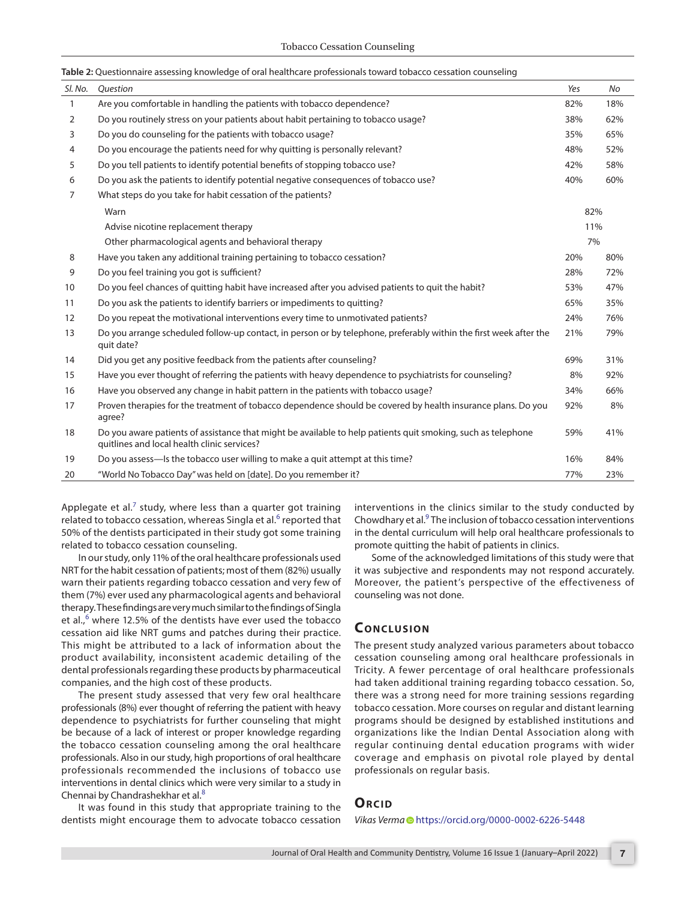**Table 2:** Questionnaire assessing knowledge of oral healthcare professionals toward tobacco cessation counseling

| *Sl. No.* | *Question* | *Yes* | *No* |
|---|---|---|---|
| 1 | Are you comfortable in handling the patients with tobacco dependence? | 82% | 18% |
| 2 | Do you routinely stress on your patients about habit pertaining to tobacco usage? | 38% | 62% |
| 3 | Do you do counseling for the patients with tobacco usage? | 35% | 65% |
| 4 | Do you encourage the patients need for why quitting is personally relevant? | 48% | 52% |
| 5 | Do you tell patients to identify potential benefits of stopping tobacco use? | 42% | 58% |
| 6 | Do you ask the patients to identify potential negative consequences of tobacco use? | 40% | 60% |
| 7 | What steps do you take for habit cessation of the patients? | | |
| | Warn | 82% | |
| | Advise nicotine replacement therapy | 11% | |
| | Other pharmacological agents and behavioral therapy | 7% | |
| 8 | Have you taken any additional training pertaining to tobacco cessation? | 20% | 80% |
| 9 | Do you feel training you got is sufficient? | 28% | 72% |
| 10 | Do you feel chances of quitting habit have increased after you advised patients to quit the habit? | 53% | 47% |
| 11 | Do you ask the patients to identify barriers or impediments to quitting? | 65% | 35% |
| 12 | Do you repeat the motivational interventions every time to unmotivated patients? | 24% | 76% |
| 13 | Do you arrange scheduled follow-up contact, in person or by telephone, preferably within the first week after the quit date? | 21% | 79% |
| 14 | Did you get any positive feedback from the patients after counseling? | 69% | 31% |
| 15 | Have you ever thought of referring the patients with heavy dependence to psychiatrists for counseling? | 8% | 92% |
| 16 | Have you observed any change in habit pattern in the patients with tobacco usage? | 34% | 66% |
| 17 | Proven therapies for the treatment of tobacco dependence should be covered by health insurance plans. Do you agree? | 92% | 8% |
| 18 | Do you aware patients of assistance that might be available to help patients quit smoking, such as telephone quitlines and local health clinic services? | 59% | 41% |
| 19 | Do you assess—Is the tobacco user willing to make a quit attempt at this time? | 16% | 84% |
| 20 | "World No Tobacco Day" was held on [date]. Do you remember it? | 77% | 23% |

Applegate et al.[7] study, where less than a quarter got training related to tobacco cessation, whereas Singla et al.[6] reported that 50% of the dentists participated in their study got some training related to tobacco cessation counseling.

In our study, only 11% of the oral healthcare professionals used NRT for the habit cessation of patients; most of them (82%) usually warn their patients regarding tobacco cessation and very few of them (7%) ever used any pharmacological agents and behavioral therapy. These findings are very much similar to the findings of Singla et al.,[6] where 12.5% of the dentists have ever used the tobacco cessation aid like NRT gums and patches during their practice. This might be attributed to a lack of information about the product availability, inconsistent academic detailing of the dental professionals regarding these products by pharmaceutical companies, and the high cost of these products.

The present study assessed that very few oral healthcare professionals (8%) ever thought of referring the patient with heavy dependence to psychiatrists for further counseling that might be because of a lack of interest or proper knowledge regarding the tobacco cessation counseling among the oral healthcare professionals. Also in our study, high proportions of oral healthcare professionals recommended the inclusions of tobacco use interventions in dental clinics which were very similar to a study in Chennai by Chandrashekhar et al.[8]

It was found in this study that appropriate training to the dentists might encourage them to advocate tobacco cessation interventions in the clinics similar to the study conducted by Chowdhary et al.[9] The inclusion of tobacco cessation interventions in the dental curriculum will help oral healthcare professionals to promote quitting the habit of patients in clinics.

Some of the acknowledged limitations of this study were that it was subjective and respondents may not respond accurately. Moreover, the patient's perspective of the effectiveness of counseling was not done.

## Conclusion

The present study analyzed various parameters about tobacco cessation counseling among oral healthcare professionals in Tricity. A fewer percentage of oral healthcare professionals had taken additional training regarding tobacco cessation. So, there was a strong need for more training sessions regarding tobacco cessation. More courses on regular and distant learning programs should be designed by established institutions and organizations like the Indian Dental Association along with regular continuing dental education programs with wider coverage and emphasis on pivotal role played by dental professionals on regular basis.

## Orcid

*Vikas Verma* https://orcid.org/0000-0002-6226-5448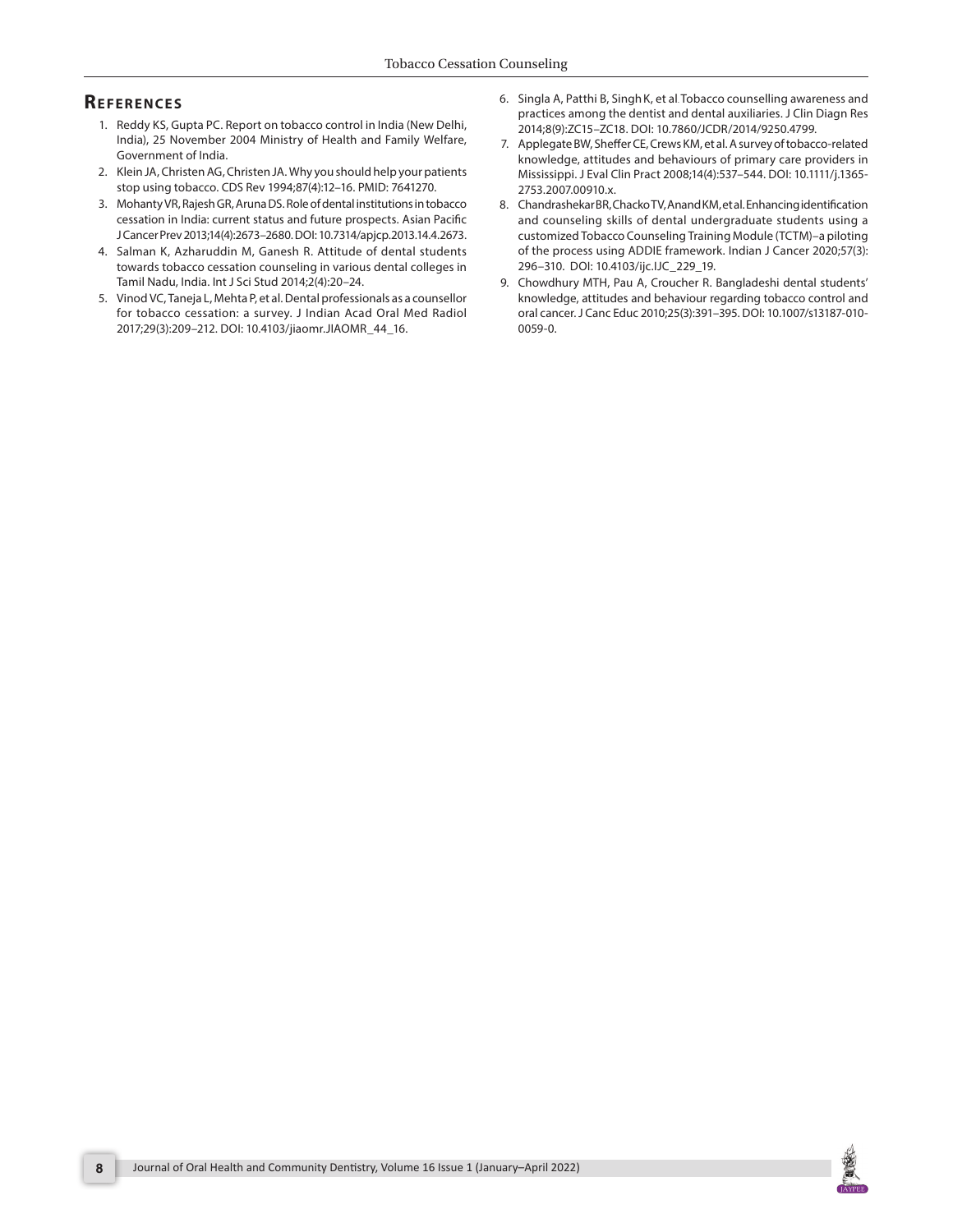## References

1. Reddy KS, Gupta PC. Report on tobacco control in India (New Delhi, India), 25 November 2004 Ministry of Health and Family Welfare, Government of India.
2. Klein JA, Christen AG, Christen JA. Why you should help your patients stop using tobacco. CDS Rev 1994;87(4):12–16. PMID: 7641270.
3. Mohanty VR, Rajesh GR, Aruna DS. Role of dental institutions in tobacco cessation in India: current status and future prospects. Asian Pacific J Cancer Prev 2013;14(4):2673–2680. DOI: 10.7314/apjcp.2013.14.4.2673.
4. Salman K, Azharuddin M, Ganesh R. Attitude of dental students towards tobacco cessation counseling in various dental colleges in Tamil Nadu, India. Int J Sci Stud 2014;2(4):20–24.
5. Vinod VC, Taneja L, Mehta P, et al. Dental professionals as a counsellor for tobacco cessation: a survey. J Indian Acad Oral Med Radiol 2017;29(3):209–212. DOI: 10.4103/jiaomr.JIAOMR_44_16.
6. Singla A, Patthi B, Singh K, et al. Tobacco counselling awareness and practices among the dentist and dental auxiliaries. J Clin Diagn Res 2014;8(9):ZC15–ZC18. DOI: 10.7860/JCDR/2014/9250.4799.
7. Applegate BW, Sheffer CE, Crews KM, et al. A survey of tobacco-related knowledge, attitudes and behaviours of primary care providers in Mississippi. J Eval Clin Pract 2008;14(4):537–544. DOI: 10.1111/j.1365-2753.2007.00910.x.
8. Chandrashekar BR, Chacko TV, Anand KM, et al. Enhancing identification and counseling skills of dental undergraduate students using a customized Tobacco Counseling Training Module (TCTM)–a piloting of the process using ADDIE framework. Indian J Cancer 2020;57(3): 296–310. DOI: 10.4103/ijc.IJC_229_19.
9. Chowdhury MTH, Pau A, Croucher R. Bangladeshi dental students' knowledge, attitudes and behaviour regarding tobacco control and oral cancer. J Canc Educ 2010;25(3):391–395. DOI: 10.1007/s13187-010-0059-0.